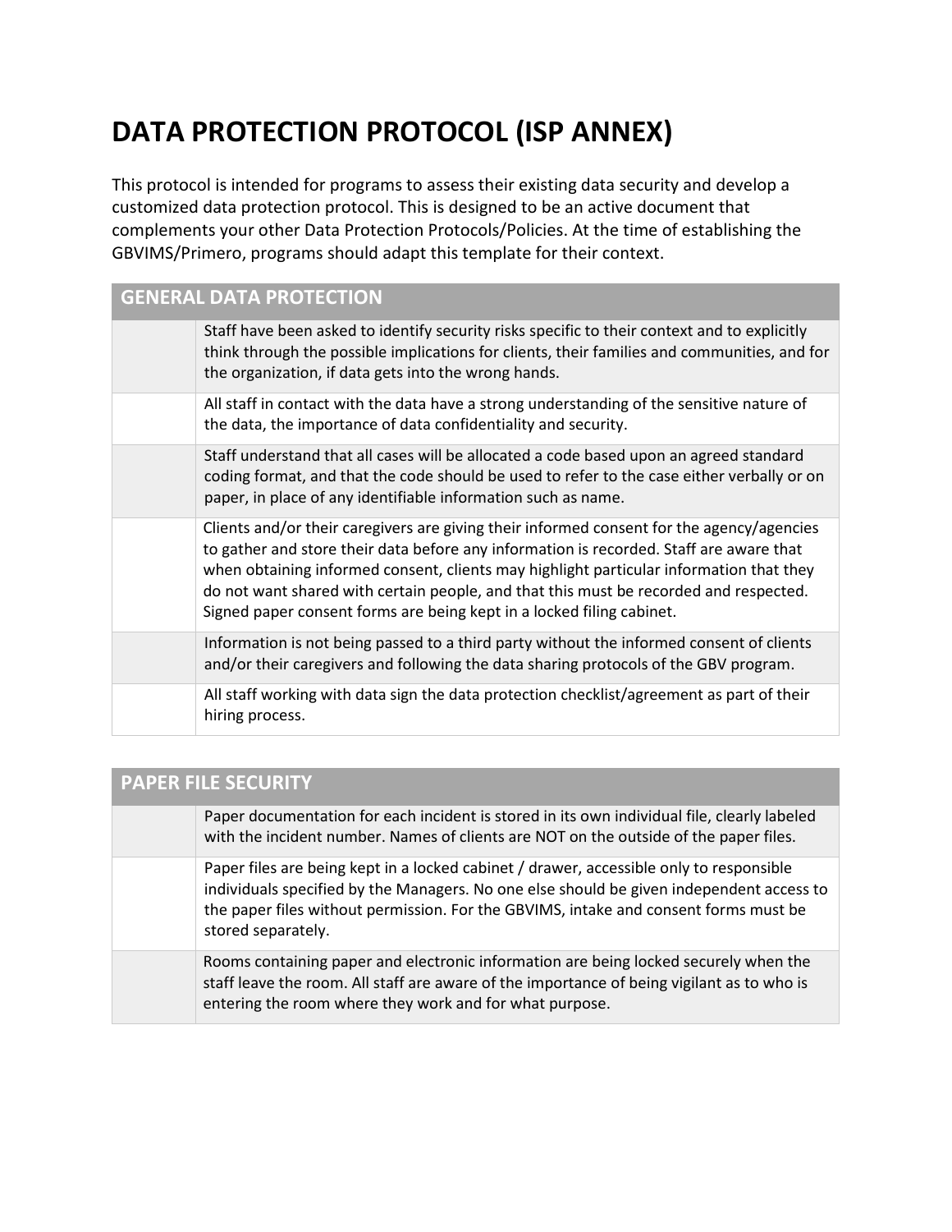# DATA PROTECTION PROTOCOL (ISP ANNEX)

This protocol is intended for programs to assess their existing data security and develop a customized data protection protocol. This is designed to be an active document that complements your other Data Protection Protocols/Policies. At the time of establishing the GBVIMS/Primero, programs should adapt this template for their context.

| GENERAL DATA PROTECTION | |
|---|---|
| | Staff have been asked to identify security risks specific to their context and to explicitly think through the possible implications for clients, their families and communities, and for the organization, if data gets into the wrong hands. |
| | All staff in contact with the data have a strong understanding of the sensitive nature of the data, the importance of data confidentiality and security. |
| | Staff understand that all cases will be allocated a code based upon an agreed standard coding format, and that the code should be used to refer to the case either verbally or on paper, in place of any identifiable information such as name. |
| | Clients and/or their caregivers are giving their informed consent for the agency/agencies to gather and store their data before any information is recorded. Staff are aware that when obtaining informed consent, clients may highlight particular information that they do not want shared with certain people, and that this must be recorded and respected. Signed paper consent forms are being kept in a locked filing cabinet. |
| | Information is not being passed to a third party without the informed consent of clients and/or their caregivers and following the data sharing protocols of the GBV program. |
| | All staff working with data sign the data protection checklist/agreement as part of their hiring process. |

| PAPER FILE SECURITY | |
|---|---|
| | Paper documentation for each incident is stored in its own individual file, clearly labeled with the incident number. Names of clients are NOT on the outside of the paper files. |
| | Paper files are being kept in a locked cabinet / drawer, accessible only to responsible individuals specified by the Managers. No one else should be given independent access to the paper files without permission. For the GBVIMS, intake and consent forms must be stored separately. |
| | Rooms containing paper and electronic information are being locked securely when the staff leave the room. All staff are aware of the importance of being vigilant as to who is entering the room where they work and for what purpose. |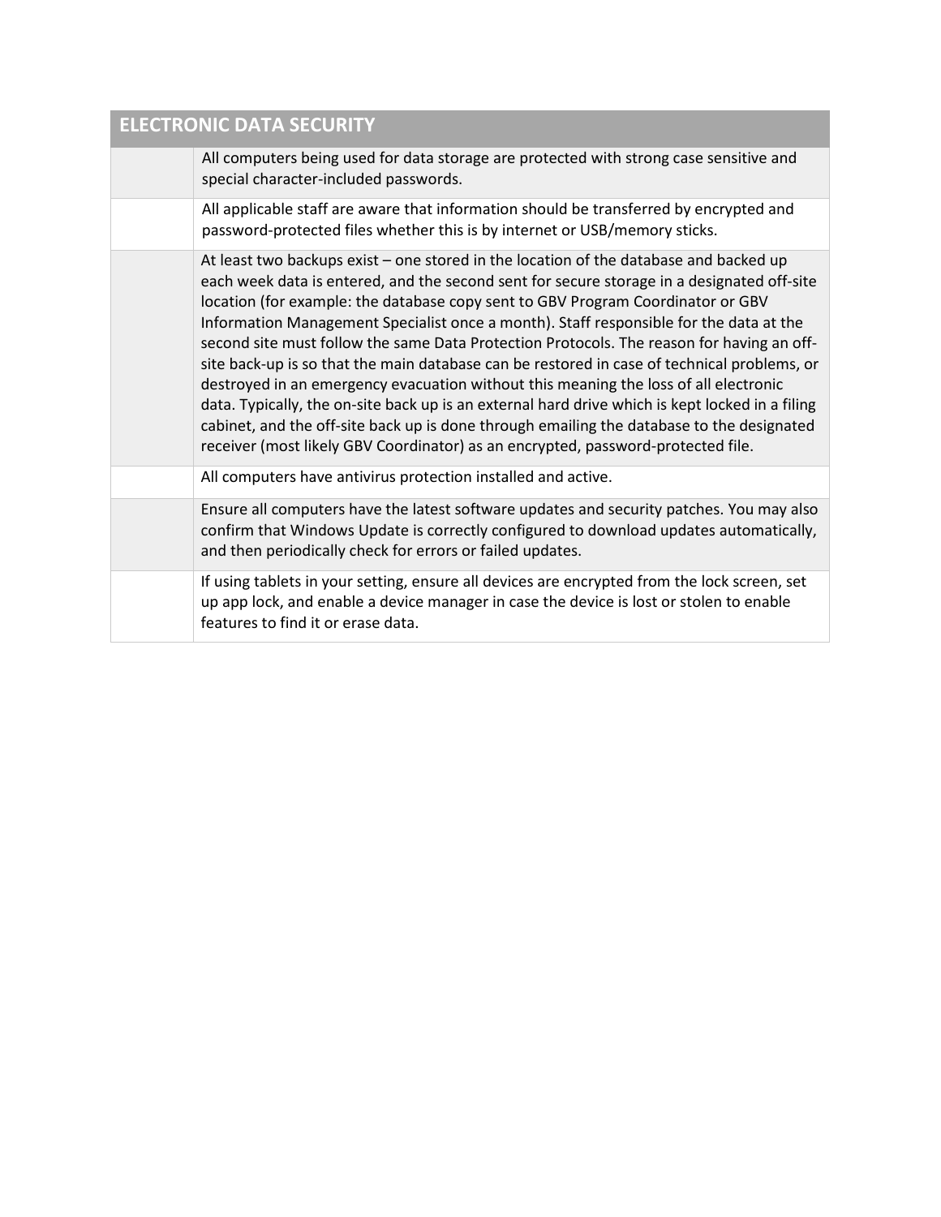| ELECTRONIC DATA SECURITY | |
|---|---|
| | All computers being used for data storage are protected with strong case sensitive and special character-included passwords. |
| | All applicable staff are aware that information should be transferred by encrypted and password-protected files whether this is by internet or USB/memory sticks. |
| | At least two backups exist – one stored in the location of the database and backed up each week data is entered, and the second sent for secure storage in a designated off-site location (for example: the database copy sent to GBV Program Coordinator or GBV Information Management Specialist once a month). Staff responsible for the data at the second site must follow the same Data Protection Protocols. The reason for having an off-site back-up is so that the main database can be restored in case of technical problems, or destroyed in an emergency evacuation without this meaning the loss of all electronic data. Typically, the on-site back up is an external hard drive which is kept locked in a filing cabinet, and the off-site back up is done through emailing the database to the designated receiver (most likely GBV Coordinator) as an encrypted, password-protected file. |
| | All computers have antivirus protection installed and active. |
| | Ensure all computers have the latest software updates and security patches. You may also confirm that Windows Update is correctly configured to download updates automatically, and then periodically check for errors or failed updates. |
| | If using tablets in your setting, ensure all devices are encrypted from the lock screen, set up app lock, and enable a device manager in case the device is lost or stolen to enable features to find it or erase data. |